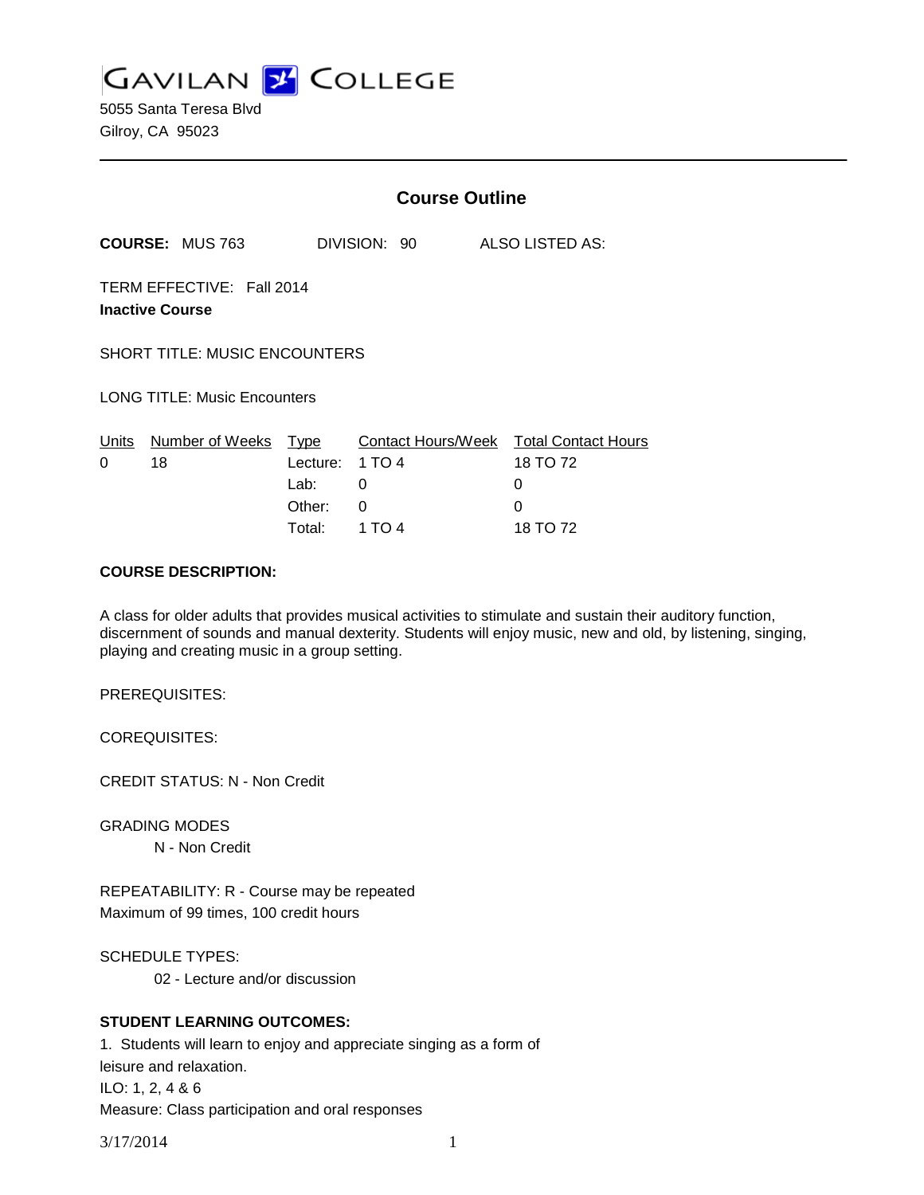# GAVILAN COLLEGE

5055 Santa Teresa Blvd
Gilroy, CA 95023

## Course Outline

**COURSE:** MUS 763 DIVISION: 90 ALSO LISTED AS:

TERM EFFECTIVE: Fall 2014
**Inactive Course**

SHORT TITLE: MUSIC ENCOUNTERS

LONG TITLE: Music Encounters

| Units | Number of Weeks | Type | Contact Hours/Week | Total Contact Hours |
|---|---|---|---|---|
| 0 | 18 | Lecture: | 1 TO 4 | 18 TO 72 |
| | | Lab: | 0 | 0 |
| | | Other: | 0 | 0 |
| | | Total: | 1 TO 4 | 18 TO 72 |

**COURSE DESCRIPTION:**

A class for older adults that provides musical activities to stimulate and sustain their auditory function, discernment of sounds and manual dexterity. Students will enjoy music, new and old, by listening, singing, playing and creating music in a group setting.

PREREQUISITES:

COREQUISITES:

CREDIT STATUS: N - Non Credit

GRADING MODES
N - Non Credit

REPEATABILITY: R - Course may be repeated
Maximum of 99 times, 100 credit hours

SCHEDULE TYPES:
02 - Lecture and/or discussion

**STUDENT LEARNING OUTCOMES:**

1. Students will learn to enjoy and appreciate singing as a form of leisure and relaxation.
ILO: 1, 2, 4 & 6
Measure: Class participation and oral responses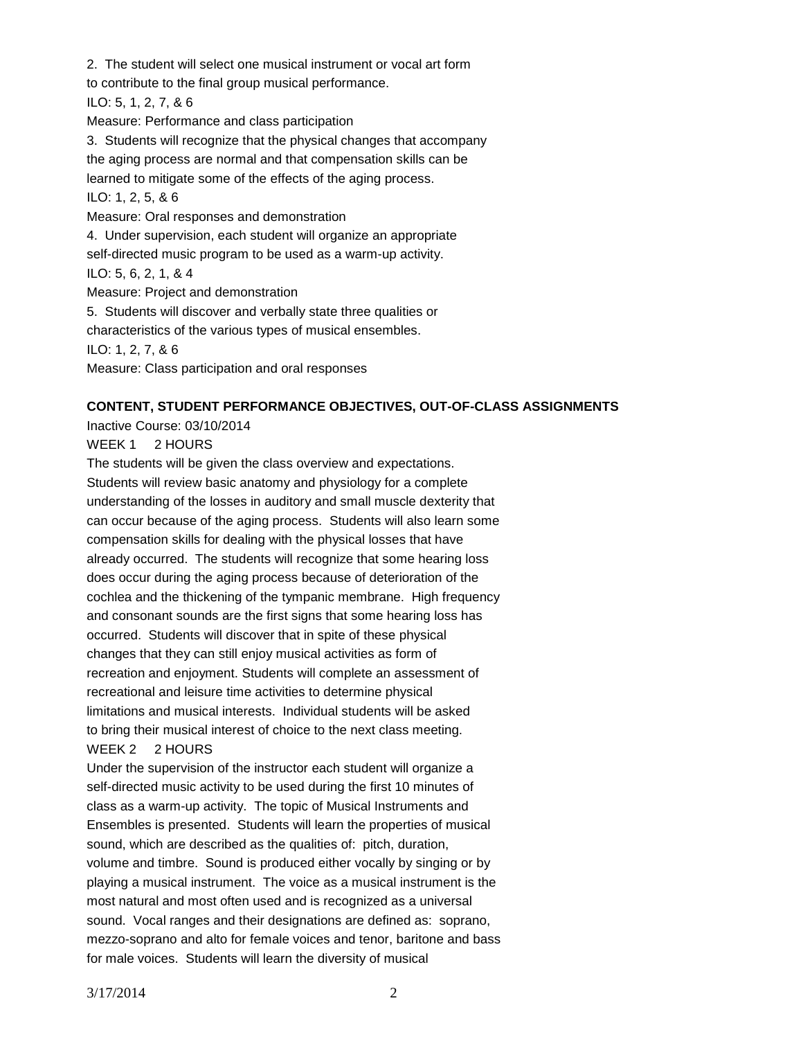2. The student will select one musical instrument or vocal art form to contribute to the final group musical performance.
ILO: 5, 1, 2, 7, & 6
Measure: Performance and class participation

3. Students will recognize that the physical changes that accompany the aging process are normal and that compensation skills can be learned to mitigate some of the effects of the aging process.
ILO: 1, 2, 5, & 6
Measure: Oral responses and demonstration

4. Under supervision, each student will organize an appropriate self-directed music program to be used as a warm-up activity.
ILO: 5, 6, 2, 1, & 4
Measure: Project and demonstration

5. Students will discover and verbally state three qualities or characteristics of the various types of musical ensembles.
ILO: 1, 2, 7, & 6
Measure: Class participation and oral responses

**CONTENT, STUDENT PERFORMANCE OBJECTIVES, OUT-OF-CLASS ASSIGNMENTS**

Inactive Course: 03/10/2014

WEEK 1 2 HOURS

The students will be given the class overview and expectations. Students will review basic anatomy and physiology for a complete understanding of the losses in auditory and small muscle dexterity that can occur because of the aging process. Students will also learn some compensation skills for dealing with the physical losses that have already occurred. The students will recognize that some hearing loss does occur during the aging process because of deterioration of the cochlea and the thickening of the tympanic membrane. High frequency and consonant sounds are the first signs that some hearing loss has occurred. Students will discover that in spite of these physical changes that they can still enjoy musical activities as form of recreation and enjoyment. Students will complete an assessment of recreational and leisure time activities to determine physical limitations and musical interests. Individual students will be asked to bring their musical interest of choice to the next class meeting.

WEEK 2 2 HOURS

Under the supervision of the instructor each student will organize a self-directed music activity to be used during the first 10 minutes of class as a warm-up activity. The topic of Musical Instruments and Ensembles is presented. Students will learn the properties of musical sound, which are described as the qualities of: pitch, duration, volume and timbre. Sound is produced either vocally by singing or by playing a musical instrument. The voice as a musical instrument is the most natural and most often used and is recognized as a universal sound. Vocal ranges and their designations are defined as: soprano, mezzo-soprano and alto for female voices and tenor, baritone and bass for male voices. Students will learn the diversity of musical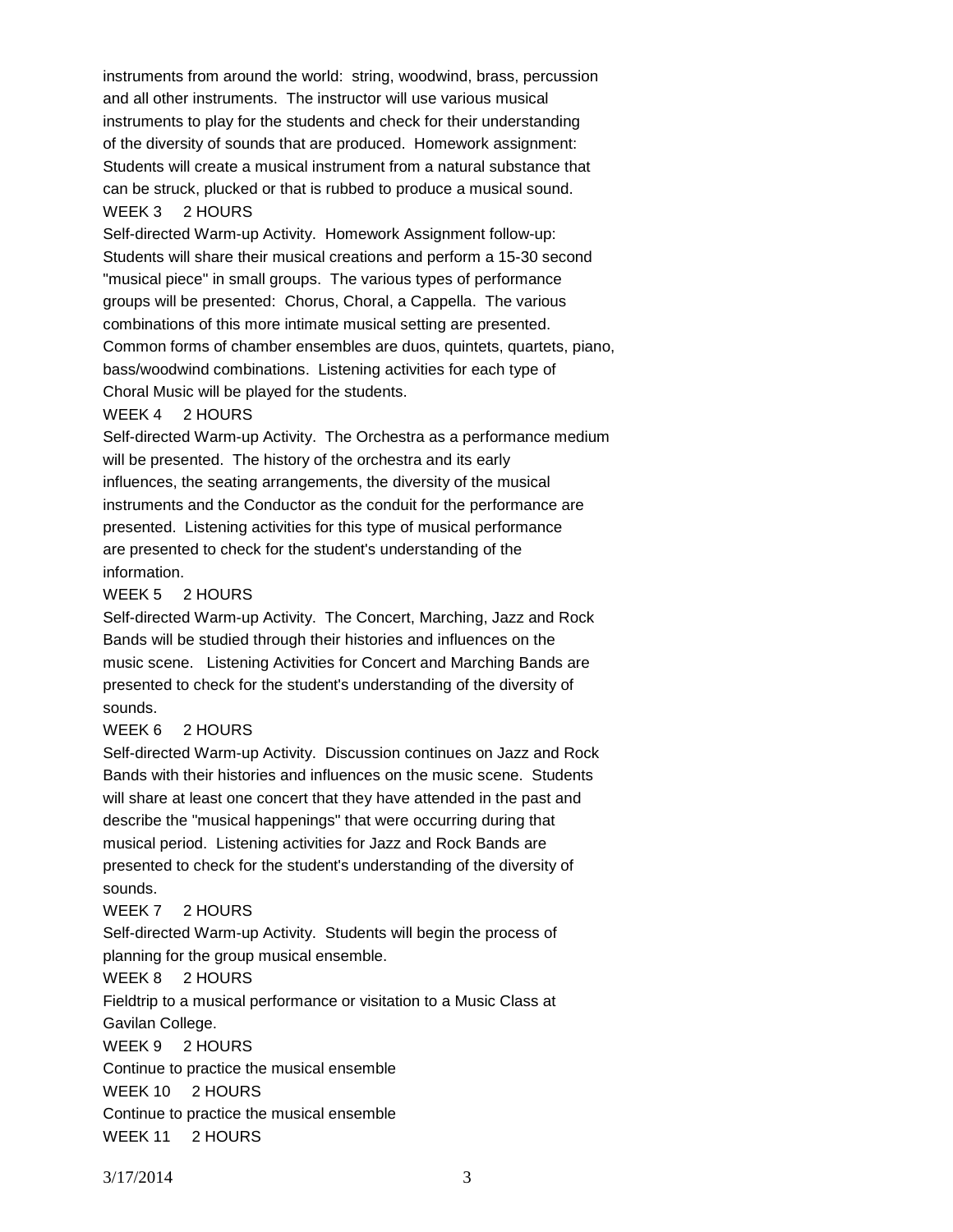instruments from around the world: string, woodwind, brass, percussion and all other instruments. The instructor will use various musical instruments to play for the students and check for their understanding of the diversity of sounds that are produced. Homework assignment: Students will create a musical instrument from a natural substance that can be struck, plucked or that is rubbed to produce a musical sound.

WEEK 3 2 HOURS

Self-directed Warm-up Activity. Homework Assignment follow-up: Students will share their musical creations and perform a 15-30 second "musical piece" in small groups. The various types of performance groups will be presented: Chorus, Choral, a Cappella. The various combinations of this more intimate musical setting are presented. Common forms of chamber ensembles are duos, quintets, quartets, piano, bass/woodwind combinations. Listening activities for each type of Choral Music will be played for the students.

WEEK 4 2 HOURS

Self-directed Warm-up Activity. The Orchestra as a performance medium will be presented. The history of the orchestra and its early influences, the seating arrangements, the diversity of the musical instruments and the Conductor as the conduit for the performance are presented. Listening activities for this type of musical performance are presented to check for the student's understanding of the information.

WEEK 5 2 HOURS

Self-directed Warm-up Activity. The Concert, Marching, Jazz and Rock Bands will be studied through their histories and influences on the music scene. Listening Activities for Concert and Marching Bands are presented to check for the student's understanding of the diversity of sounds.

WEEK 6 2 HOURS

Self-directed Warm-up Activity. Discussion continues on Jazz and Rock Bands with their histories and influences on the music scene. Students will share at least one concert that they have attended in the past and describe the "musical happenings" that were occurring during that musical period. Listening activities for Jazz and Rock Bands are presented to check for the student's understanding of the diversity of sounds.

WEEK 7 2 HOURS

Self-directed Warm-up Activity. Students will begin the process of planning for the group musical ensemble.

WEEK 8 2 HOURS

Fieldtrip to a musical performance or visitation to a Music Class at Gavilan College.

WEEK 9 2 HOURS

Continue to practice the musical ensemble

WEEK 10 2 HOURS

Continue to practice the musical ensemble

WEEK 11 2 HOURS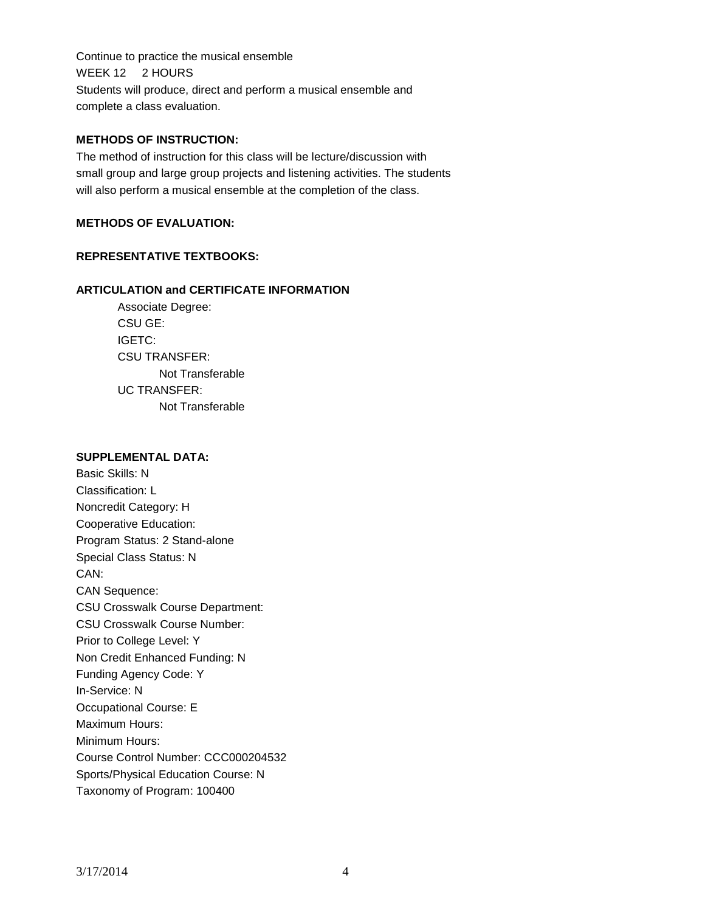Continue to practice the musical ensemble

WEEK 12 2 HOURS

Students will produce, direct and perform a musical ensemble and complete a class evaluation.

**METHODS OF INSTRUCTION:**

The method of instruction for this class will be lecture/discussion with small group and large group projects and listening activities. The students will also perform a musical ensemble at the completion of the class.

**METHODS OF EVALUATION:**

**REPRESENTATIVE TEXTBOOKS:**

**ARTICULATION and CERTIFICATE INFORMATION**

Associate Degree:
CSU GE:
IGETC:
CSU TRANSFER:
Not Transferable
UC TRANSFER:
Not Transferable

**SUPPLEMENTAL DATA:**

Basic Skills: N
Classification: L
Noncredit Category: H
Cooperative Education:
Program Status: 2 Stand-alone
Special Class Status: N
CAN:
CAN Sequence:
CSU Crosswalk Course Department:
CSU Crosswalk Course Number:
Prior to College Level: Y
Non Credit Enhanced Funding: N
Funding Agency Code: Y
In-Service: N
Occupational Course: E
Maximum Hours:
Minimum Hours:
Course Control Number: CCC000204532
Sports/Physical Education Course: N
Taxonomy of Program: 100400